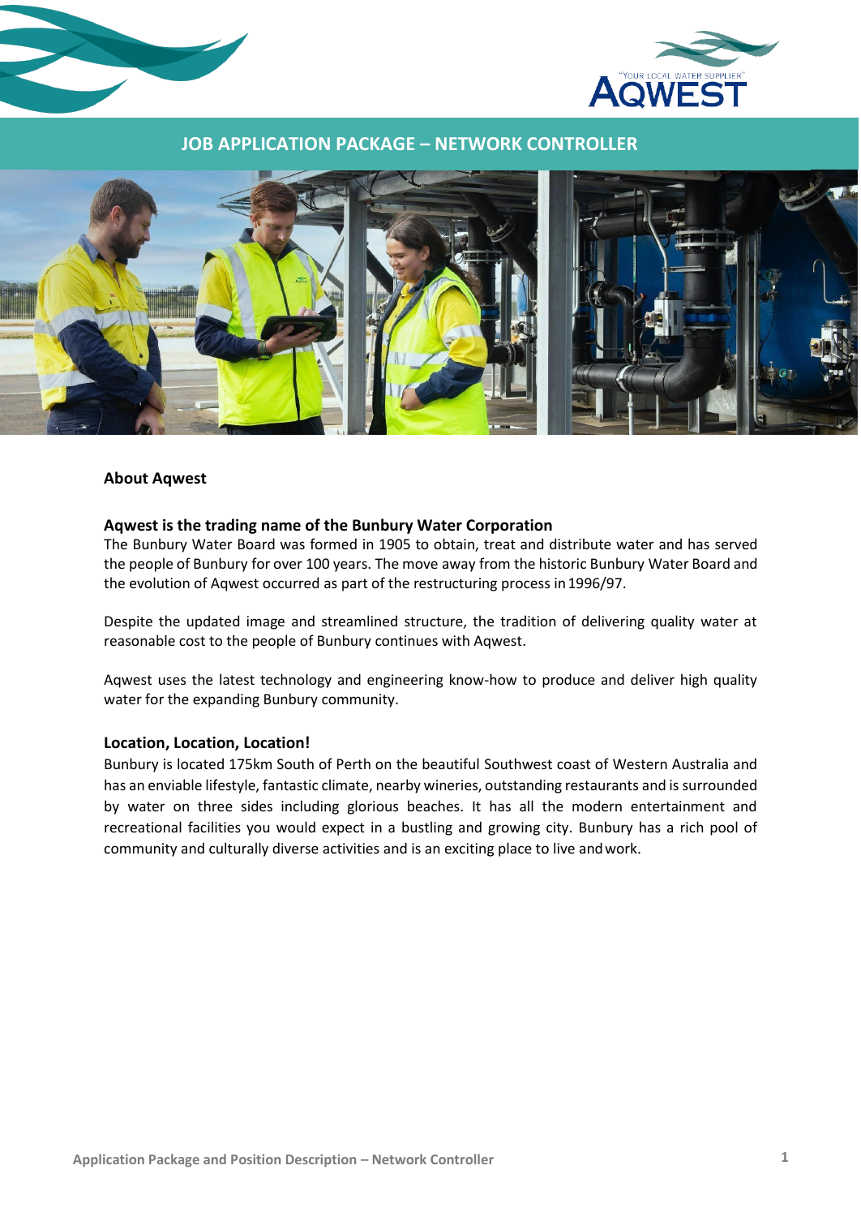# JOB APPLICATION PACKAGE – NETWORK CONTROLLER

## About Aqwest

### Aqwest is the trading name of the Bunbury Water Corporation

The Bunbury Water Board was formed in 1905 to obtain, treat and distribute water and has served the people of Bunbury for over 100 years. The move away from the historic Bunbury Water Board and the evolution of Aqwest occurred as part of the restructuring process in 1996/97.

Despite the updated image and streamlined structure, the tradition of delivering quality water at reasonable cost to the people of Bunbury continues with Aqwest.

Aqwest uses the latest technology and engineering know-how to produce and deliver high quality water for the expanding Bunbury community.

### Location, Location, Location!

Bunbury is located 175km South of Perth on the beautiful Southwest coast of Western Australia and has an enviable lifestyle, fantastic climate, nearby wineries, outstanding restaurants and is surrounded by water on three sides including glorious beaches. It has all the modern entertainment and recreational facilities you would expect in a bustling and growing city. Bunbury has a rich pool of community and culturally diverse activities and is an exciting place to live and work.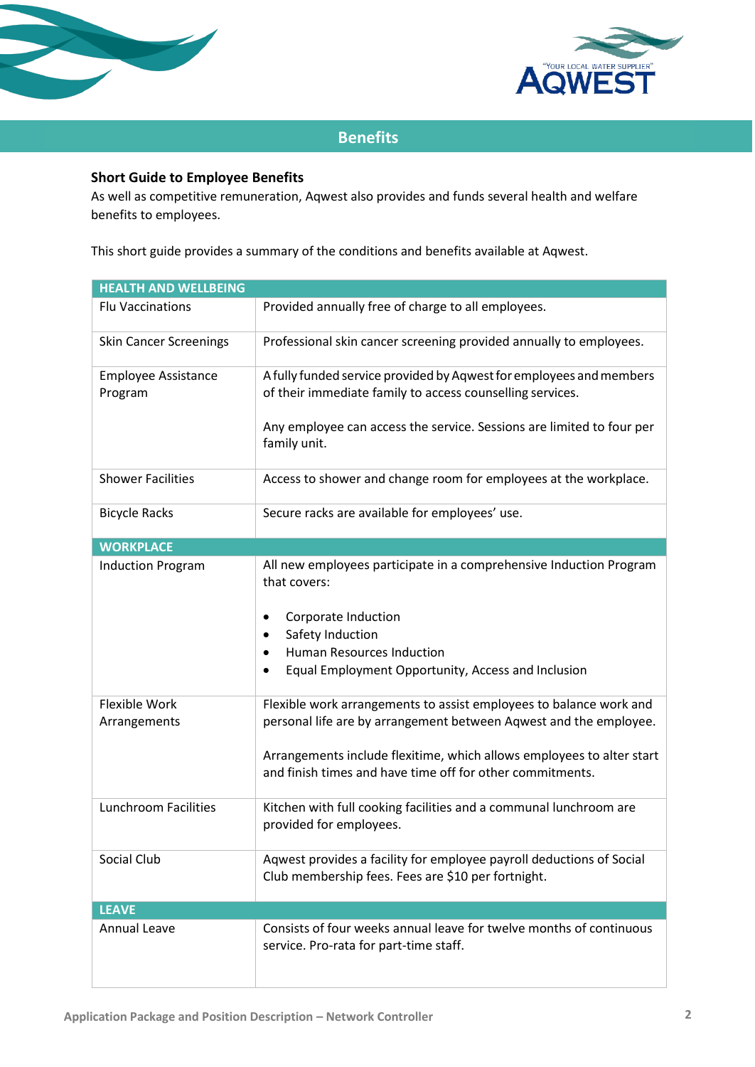## Benefits

### Short Guide to Employee Benefits

As well as competitive remuneration, Aqwest also provides and funds several health and welfare benefits to employees.

This short guide provides a summary of the conditions and benefits available at Aqwest.

| **HEALTH AND WELLBEING** | |
|---|---|
| Flu Vaccinations | Provided annually free of charge to all employees. |
| Skin Cancer Screenings | Professional skin cancer screening provided annually to employees. |
| Employee Assistance Program | A fully funded service provided by Aqwest for employees and members of their immediate family to access counselling services.<br><br>Any employee can access the service. Sessions are limited to four per family unit. |
| Shower Facilities | Access to shower and change room for employees at the workplace. |
| Bicycle Racks | Secure racks are available for employees' use. |
| **WORKPLACE** | |
| Induction Program | All new employees participate in a comprehensive Induction Program that covers:<br><br>• Corporate Induction<br>• Safety Induction<br>• Human Resources Induction<br>• Equal Employment Opportunity, Access and Inclusion |
| Flexible Work Arrangements | Flexible work arrangements to assist employees to balance work and personal life are by arrangement between Aqwest and the employee.<br><br>Arrangements include flexitime, which allows employees to alter start and finish times and have time off for other commitments. |
| Lunchroom Facilities | Kitchen with full cooking facilities and a communal lunchroom are provided for employees. |
| Social Club | Aqwest provides a facility for employee payroll deductions of Social Club membership fees. Fees are $10 per fortnight. |
| **LEAVE** | |
| Annual Leave | Consists of four weeks annual leave for twelve months of continuous service. Pro-rata for part-time staff. |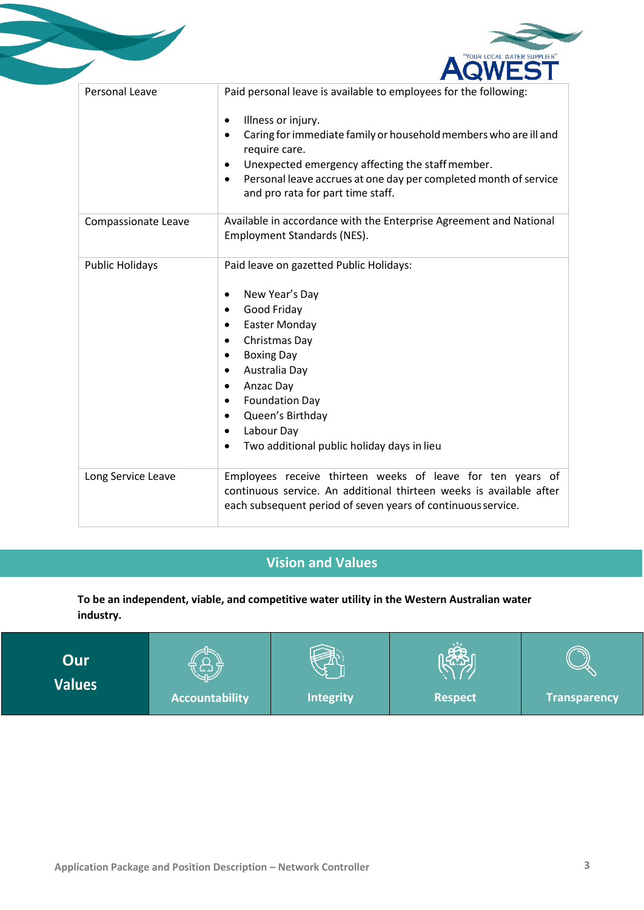| | |
|---|---|
| Personal Leave | Paid personal leave is available to employees for the following:<br><br>• Illness or injury.<br>• Caring for immediate family or household members who are ill and require care.<br>• Unexpected emergency affecting the staff member.<br>• Personal leave accrues at one day per completed month of service and pro rata for part time staff. |
| Compassionate Leave | Available in accordance with the Enterprise Agreement and National Employment Standards (NES). |
| Public Holidays | Paid leave on gazetted Public Holidays:<br><br>• New Year's Day<br>• Good Friday<br>• Easter Monday<br>• Christmas Day<br>• Boxing Day<br>• Australia Day<br>• Anzac Day<br>• Foundation Day<br>• Queen's Birthday<br>• Labour Day<br>• Two additional public holiday days in lieu |
| Long Service Leave | Employees receive thirteen weeks of leave for ten years of continuous service. An additional thirteen weeks is available after each subsequent period of seven years of continuous service. |

## Vision and Values

**To be an independent, viable, and competitive water utility in the Western Australian water industry.**

| Our Values | Accountability | Integrity | Respect | Transparency |
|---|---|---|---|---|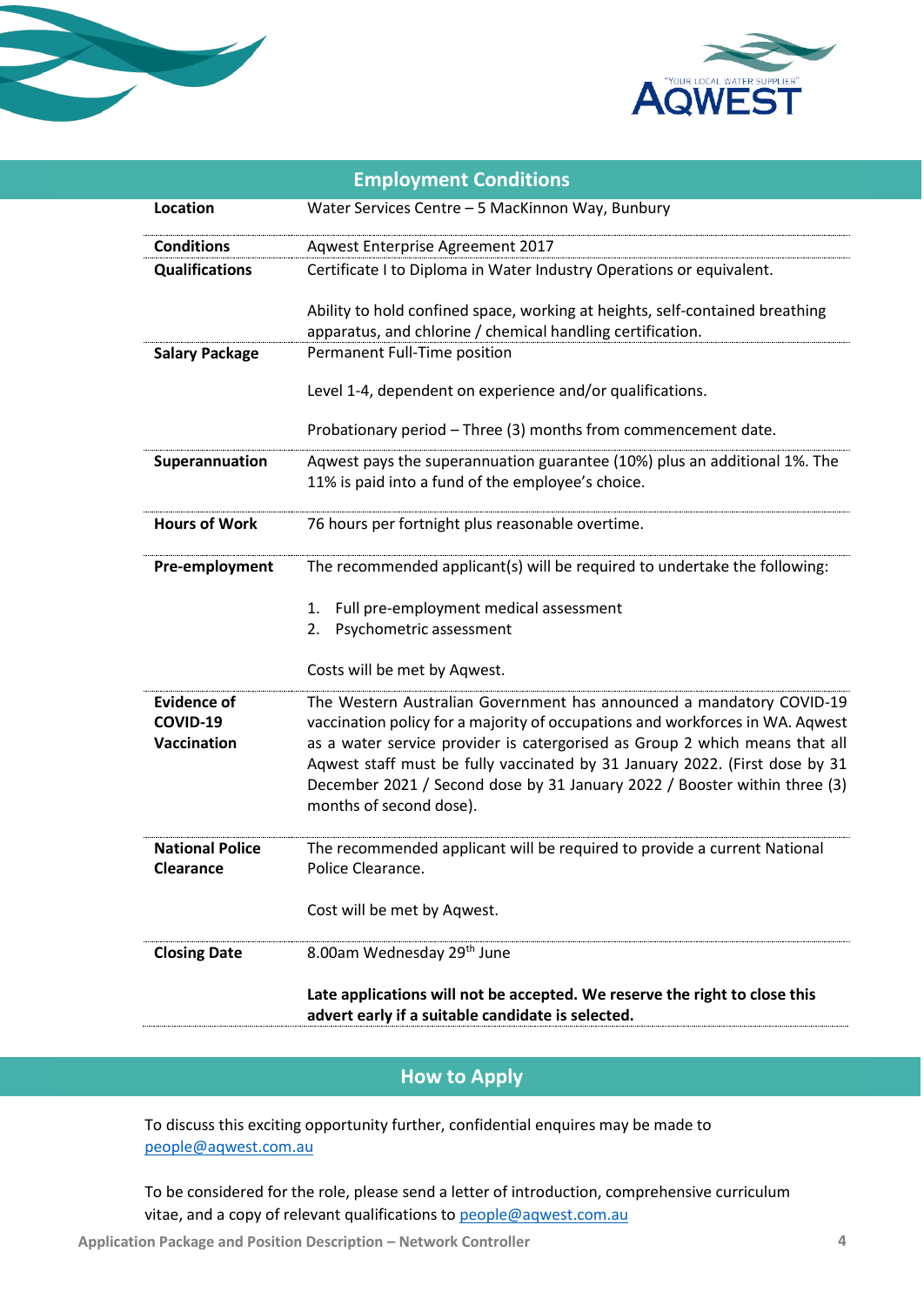## Employment Conditions

| | |
|---|---|
| **Location** | Water Services Centre – 5 MacKinnon Way, Bunbury |
| **Conditions** | Aqwest Enterprise Agreement 2017 |
| **Qualifications** | Certificate I to Diploma in Water Industry Operations or equivalent.<br><br>Ability to hold confined space, working at heights, self-contained breathing apparatus, and chlorine / chemical handling certification. |
| **Salary Package** | Permanent Full-Time position<br><br>Level 1-4, dependent on experience and/or qualifications.<br><br>Probationary period – Three (3) months from commencement date. |
| **Superannuation** | Aqwest pays the superannuation guarantee (10%) plus an additional 1%. The 11% is paid into a fund of the employee's choice. |
| **Hours of Work** | 76 hours per fortnight plus reasonable overtime. |
| **Pre-employment** | The recommended applicant(s) will be required to undertake the following:<br><br>1. Full pre-employment medical assessment<br>2. Psychometric assessment<br><br>Costs will be met by Aqwest. |
| **Evidence of COVID-19 Vaccination** | The Western Australian Government has announced a mandatory COVID-19 vaccination policy for a majority of occupations and workforces in WA. Aqwest as a water service provider is catergorised as Group 2 which means that all Aqwest staff must be fully vaccinated by 31 January 2022. (First dose by 31 December 2021 / Second dose by 31 January 2022 / Booster within three (3) months of second dose). |
| **National Police Clearance** | The recommended applicant will be required to provide a current National Police Clearance.<br><br>Cost will be met by Aqwest. |
| **Closing Date** | 8.00am Wednesday 29th June<br><br>**Late applications will not be accepted. We reserve the right to close this advert early if a suitable candidate is selected.** |

## How to Apply

To discuss this exciting opportunity further, confidential enquires may be made to people@aqwest.com.au

To be considered for the role, please send a letter of introduction, comprehensive curriculum vitae, and a copy of relevant qualifications to people@aqwest.com.au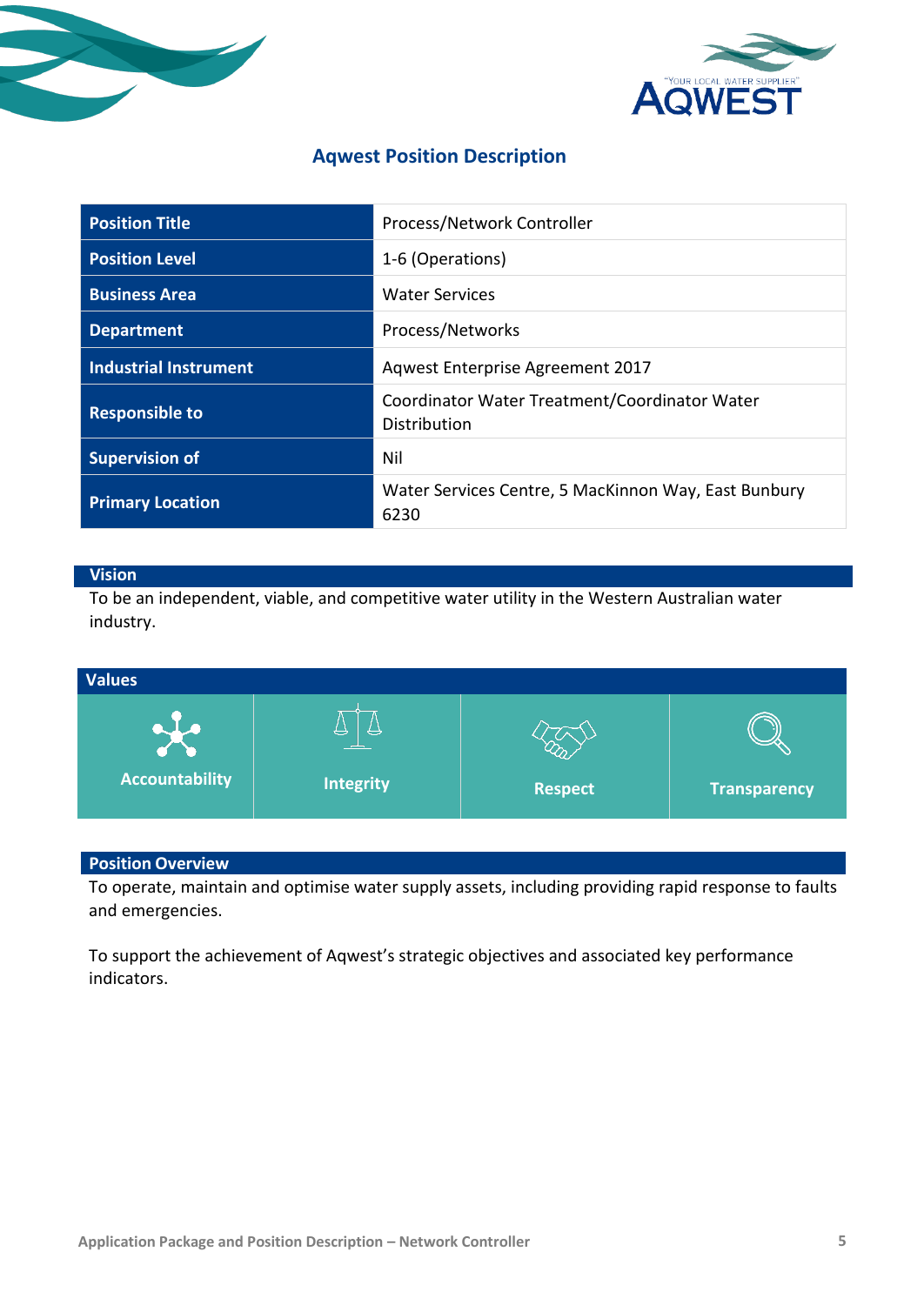# Aqwest Position Description

| Position Title | Process/Network Controller |
|---|---|
| Position Level | 1-6 (Operations) |
| Business Area | Water Services |
| Department | Process/Networks |
| Industrial Instrument | Aqwest Enterprise Agreement 2017 |
| Responsible to | Coordinator Water Treatment/Coordinator Water Distribution |
| Supervision of | Nil |
| Primary Location | Water Services Centre, 5 MacKinnon Way, East Bunbury 6230 |

## Vision

To be an independent, viable, and competitive water utility in the Western Australian water industry.

## Values

| Accountability | Integrity | Respect | Transparency |
|---|---|---|---|

## Position Overview

To operate, maintain and optimise water supply assets, including providing rapid response to faults and emergencies.

To support the achievement of Aqwest's strategic objectives and associated key performance indicators.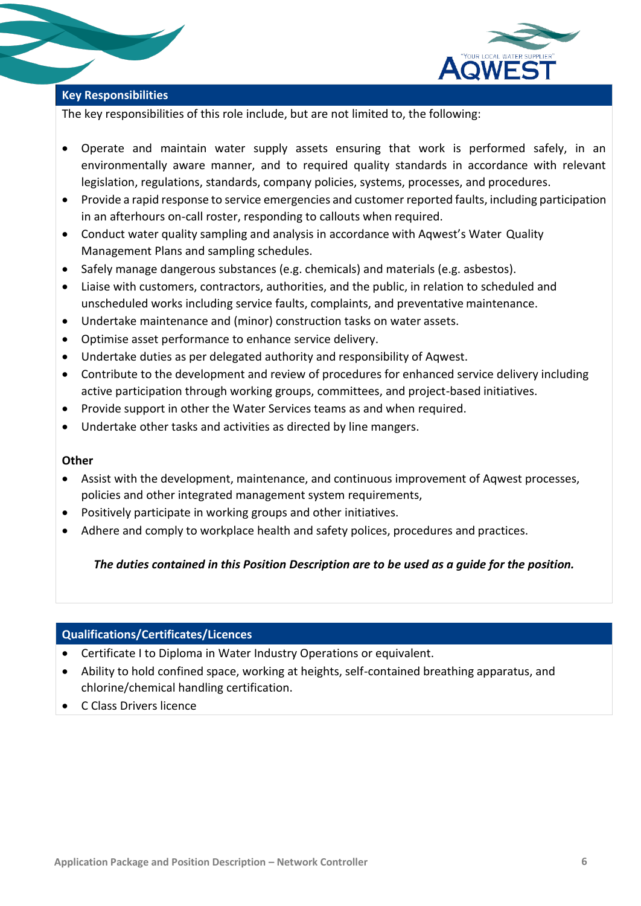## Key Responsibilities

The key responsibilities of this role include, but are not limited to, the following:

- Operate and maintain water supply assets ensuring that work is performed safely, in an environmentally aware manner, and to required quality standards in accordance with relevant legislation, regulations, standards, company policies, systems, processes, and procedures.
- Provide a rapid response to service emergencies and customer reported faults, including participation in an afterhours on-call roster, responding to callouts when required.
- Conduct water quality sampling and analysis in accordance with Aqwest's Water Quality Management Plans and sampling schedules.
- Safely manage dangerous substances (e.g. chemicals) and materials (e.g. asbestos).
- Liaise with customers, contractors, authorities, and the public, in relation to scheduled and unscheduled works including service faults, complaints, and preventative maintenance.
- Undertake maintenance and (minor) construction tasks on water assets.
- Optimise asset performance to enhance service delivery.
- Undertake duties as per delegated authority and responsibility of Aqwest.
- Contribute to the development and review of procedures for enhanced service delivery including active participation through working groups, committees, and project-based initiatives.
- Provide support in other the Water Services teams as and when required.
- Undertake other tasks and activities as directed by line mangers.

**Other**

- Assist with the development, maintenance, and continuous improvement of Aqwest processes, policies and other integrated management system requirements,
- Positively participate in working groups and other initiatives.
- Adhere and comply to workplace health and safety polices, procedures and practices.

***The duties contained in this Position Description are to be used as a guide for the position.***

## Qualifications/Certificates/Licences

- Certificate I to Diploma in Water Industry Operations or equivalent.
- Ability to hold confined space, working at heights, self-contained breathing apparatus, and chlorine/chemical handling certification.
- C Class Drivers licence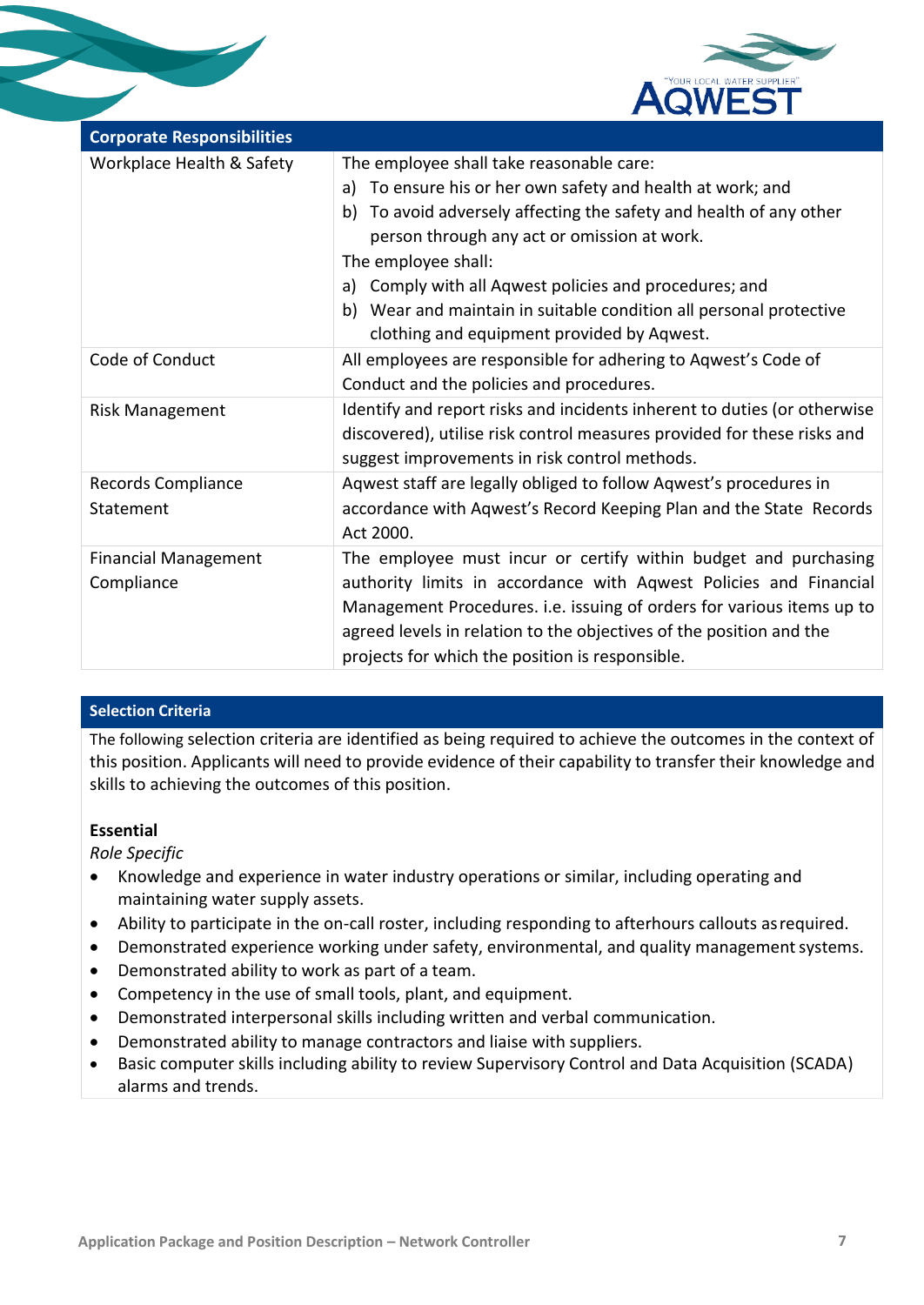## Corporate Responsibilities

| | |
|---|---|
| Workplace Health & Safety | The employee shall take reasonable care:<br>a) To ensure his or her own safety and health at work; and<br>b) To avoid adversely affecting the safety and health of any other person through any act or omission at work.<br>The employee shall:<br>a) Comply with all Aqwest policies and procedures; and<br>b) Wear and maintain in suitable condition all personal protective clothing and equipment provided by Aqwest. |
| Code of Conduct | All employees are responsible for adhering to Aqwest's Code of Conduct and the policies and procedures. |
| Risk Management | Identify and report risks and incidents inherent to duties (or otherwise discovered), utilise risk control measures provided for these risks and suggest improvements in risk control methods. |
| Records Compliance Statement | Aqwest staff are legally obliged to follow Aqwest's procedures in accordance with Aqwest's Record Keeping Plan and the State Records Act 2000. |
| Financial Management Compliance | The employee must incur or certify within budget and purchasing authority limits in accordance with Aqwest Policies and Financial Management Procedures. i.e. issuing of orders for various items up to agreed levels in relation to the objectives of the position and the projects for which the position is responsible. |

## Selection Criteria

The following selection criteria are identified as being required to achieve the outcomes in the context of this position. Applicants will need to provide evidence of their capability to transfer their knowledge and skills to achieving the outcomes of this position.

**Essential**

*Role Specific*

- Knowledge and experience in water industry operations or similar, including operating and maintaining water supply assets.
- Ability to participate in the on-call roster, including responding to afterhours callouts as required.
- Demonstrated experience working under safety, environmental, and quality management systems.
- Demonstrated ability to work as part of a team.
- Competency in the use of small tools, plant, and equipment.
- Demonstrated interpersonal skills including written and verbal communication.
- Demonstrated ability to manage contractors and liaise with suppliers.
- Basic computer skills including ability to review Supervisory Control and Data Acquisition (SCADA) alarms and trends.